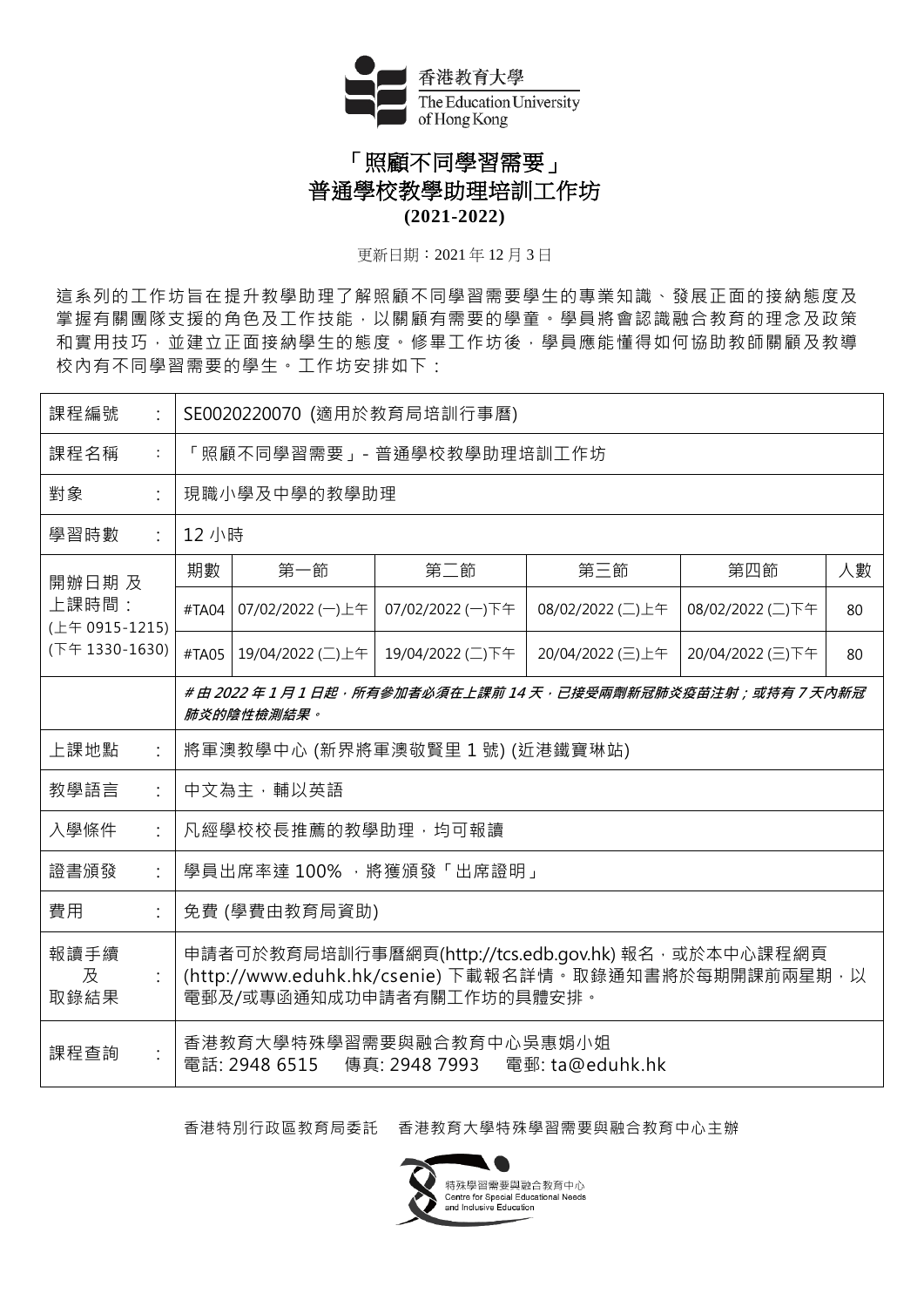香港教育大學
The Education University of Hong Kong

# 「照顧不同學習需要」
# 普通學校教學助理培訓工作坊
## (2021-2022)

更新日期：2021 年 12 月 3 日

這系列的工作坊旨在提升教學助理了解照顧不同學習需要學生的專業知識、發展正面的接納態度及掌握有關團隊支援的角色及工作技能，以關顧有需要的學童。學員將會認識融合教育的理念及政策和實用技巧，並建立正面接納學生的態度。修畢工作坊後，學員應能懂得如何協助教師關顧及教導校內有不同學習需要的學生。工作坊安排如下：

| 課程編號： | SE0020220070 (適用於教育局培訓行事曆) | | | | | |
|---|---|---|---|---|---|---|
| 課程名稱： | 「照顧不同學習需要」- 普通學校教學助理培訓工作坊 | | | | | |
| 對象： | 現職小學及中學的教學助理 | | | | | |
| 學習時數： | 12 小時 | | | | | |
| 開辦日期及上課時間：(上午 0915-1215) (下午 1330-1630) | 期數 | 第一節 | 第二節 | 第三節 | 第四節 | 人數 |
| | #TA04 | 07/02/2022 (一)上午 | 07/02/2022 (一)下午 | 08/02/2022 (二)上午 | 08/02/2022 (二)下午 | 80 |
| | #TA05 | 19/04/2022 (二)上午 | 19/04/2022 (二)下午 | 20/04/2022 (三)上午 | 20/04/2022 (三)下午 | 80 |
| | ***# 由 2022 年 1 月 1 日起，所有參加者必須在上課前 14 天，已接受兩劑新冠肺炎疫苗注射；或持有 7 天內新冠肺炎的陰性檢測結果。*** | | | | | |
| 上課地點： | 將軍澳教學中心 (新界將軍澳敬賢里 1 號) (近港鐵寶琳站) | | | | | |
| 教學語言： | 中文為主，輔以英語 | | | | | |
| 入學條件： | 凡經學校校長推薦的教學助理，均可報讀 | | | | | |
| 證書頒發： | 學員出席率達 100% ，將獲頒發「出席證明」 | | | | | |
| 費用： | 免費 (學費由教育局資助) | | | | | |
| 報讀手續及取錄結果： | 申請者可於教育局培訓行事曆網頁(http://tcs.edb.gov.hk) 報名，或於本中心課程網頁(http://www.eduhk.hk/csenie) 下載報名詳情。取錄通知書將於每期開課前兩星期，以電郵及/或專函通知成功申請者有關工作坊的具體安排。 | | | | | |
| 課程查詢： | 香港教育大學特殊學習需要與融合教育中心吳惠娟小姐<br>電話: 2948 6515 傳真: 2948 7993 電郵: ta@eduhk.hk | | | | | |

香港特別行政區教育局委託　香港教育大學特殊學習需要與融合教育中心主辦

特殊學習需要與融合教育中心
Centre for Special Educational Needs and Inclusive Education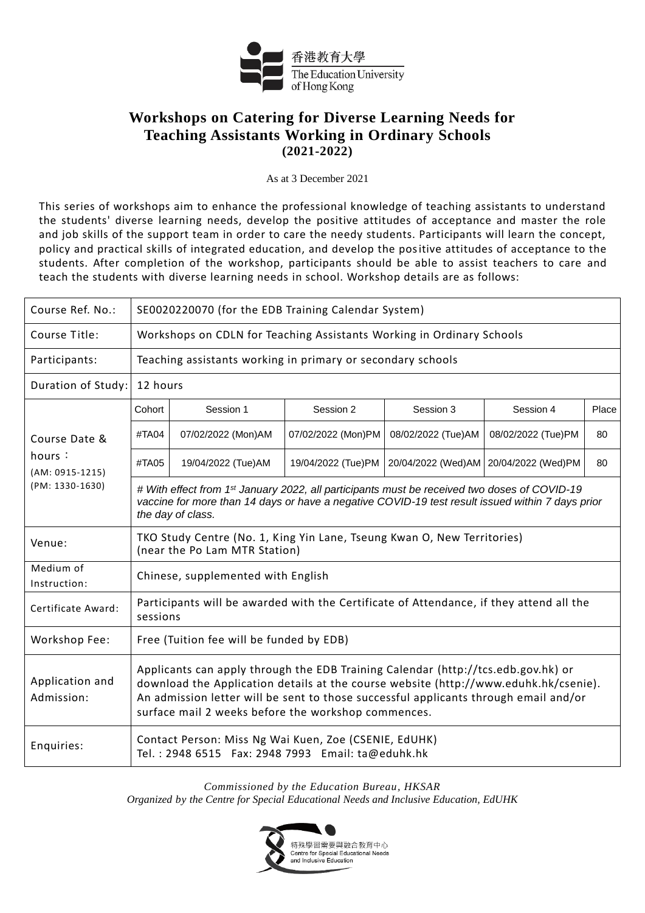香港教育大學
The Education University of Hong Kong

# Workshops on Catering for Diverse Learning Needs for Teaching Assistants Working in Ordinary Schools (2021-2022)

As at 3 December 2021

This series of workshops aim to enhance the professional knowledge of teaching assistants to understand the students' diverse learning needs, develop the positive attitudes of acceptance and master the role and job skills of the support team in order to care the needy students. Participants will learn the concept, policy and practical skills of integrated education, and develop the positive attitudes of acceptance to the students. After completion of the workshop, participants should be able to assist teachers to care and teach the students with diverse learning needs in school. Workshop details are as follows:

| | | | | | | |
|---|---|---|---|---|---|---|
| Course Ref. No.: | SE0020220070 (for the EDB Training Calendar System) | | | | | |
| Course Title: | Workshops on CDLN for Teaching Assistants Working in Ordinary Schools | | | | | |
| Participants: | Teaching assistants working in primary or secondary schools | | | | | |
| Duration of Study: | 12 hours | | | | | |
| Course Date & hours： (AM: 0915-1215) (PM: 1330-1630) | Cohort | Session 1 | Session 2 | Session 3 | Session 4 | Place |
| | #TA04 | 07/02/2022 (Mon)AM | 07/02/2022 (Mon)PM | 08/02/2022 (Tue)AM | 08/02/2022 (Tue)PM | 80 |
| | #TA05 | 19/04/2022 (Tue)AM | 19/04/2022 (Tue)PM | 20/04/2022 (Wed)AM | 20/04/2022 (Wed)PM | 80 |
| | *# With effect from 1st January 2022, all participants must be received two doses of COVID-19 vaccine for more than 14 days or have a negative COVID-19 test result issued within 7 days prior the day of class.* | | | | | |
| Venue: | TKO Study Centre (No. 1, King Yin Lane, Tseung Kwan O, New Territories) (near the Po Lam MTR Station) | | | | | |
| Medium of Instruction: | Chinese, supplemented with English | | | | | |
| Certificate Award: | Participants will be awarded with the Certificate of Attendance, if they attend all the sessions | | | | | |
| Workshop Fee: | Free (Tuition fee will be funded by EDB) | | | | | |
| Application and Admission: | Applicants can apply through the EDB Training Calendar (http://tcs.edb.gov.hk) or download the Application details at the course website (http://www.eduhk.hk/csenie). An admission letter will be sent to those successful applicants through email and/or surface mail 2 weeks before the workshop commences. | | | | | |
| Enquiries: | Contact Person: Miss Ng Wai Kuen, Zoe (CSENIE, EdUHK) Tel. : 2948 6515 Fax: 2948 7993 Email: ta@eduhk.hk | | | | | |

*Commissioned by the Education Bureau, HKSAR*
*Organized by the Centre for Special Educational Needs and Inclusive Education, EdUHK*

特殊學習需要與融合教育中心
Centre for Special Educational Needs and Inclusive Education